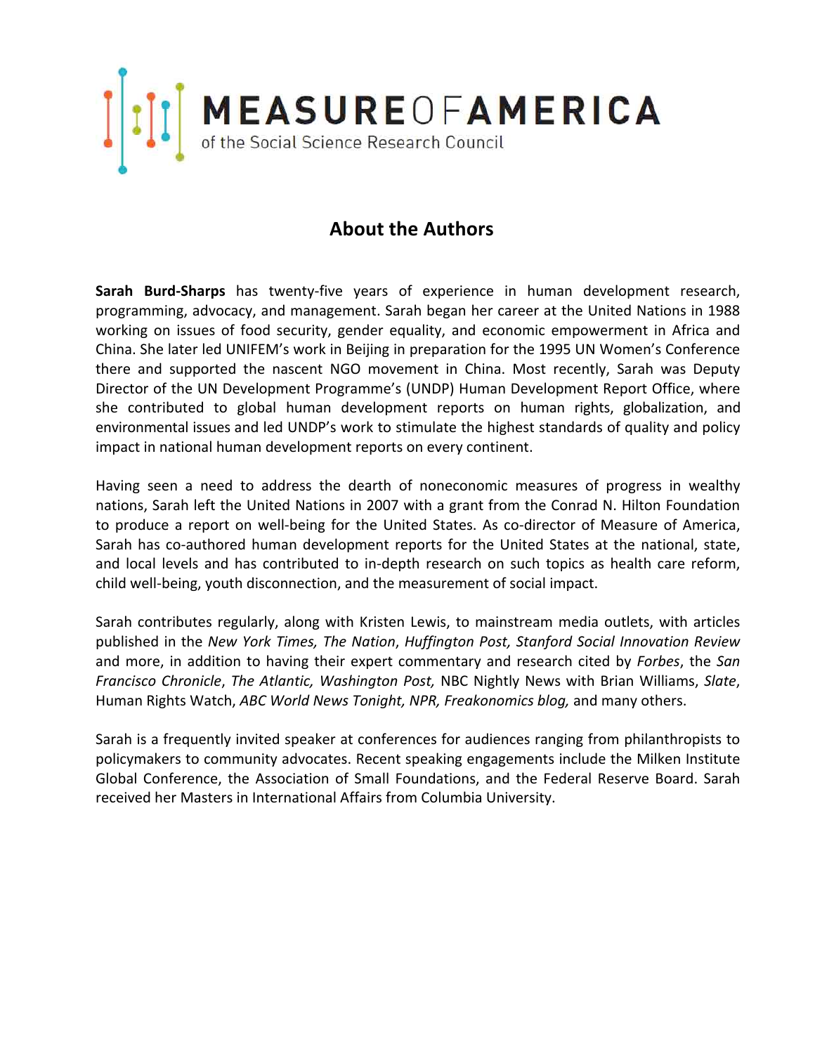MEASURE OF AMERICA
of the Social Science Research Council

## About the Authors

**Sarah Burd-Sharps** has twenty-five years of experience in human development research, programming, advocacy, and management. Sarah began her career at the United Nations in 1988 working on issues of food security, gender equality, and economic empowerment in Africa and China. She later led UNIFEM's work in Beijing in preparation for the 1995 UN Women's Conference there and supported the nascent NGO movement in China. Most recently, Sarah was Deputy Director of the UN Development Programme's (UNDP) Human Development Report Office, where she contributed to global human development reports on human rights, globalization, and environmental issues and led UNDP's work to stimulate the highest standards of quality and policy impact in national human development reports on every continent.

Having seen a need to address the dearth of noneconomic measures of progress in wealthy nations, Sarah left the United Nations in 2007 with a grant from the Conrad N. Hilton Foundation to produce a report on well-being for the United States. As co-director of Measure of America, Sarah has co-authored human development reports for the United States at the national, state, and local levels and has contributed to in-depth research on such topics as health care reform, child well-being, youth disconnection, and the measurement of social impact.

Sarah contributes regularly, along with Kristen Lewis, to mainstream media outlets, with articles published in the *New York Times, The Nation*, *Huffington Post, Stanford Social Innovation Review* and more, in addition to having their expert commentary and research cited by *Forbes*, the *San Francisco Chronicle*, *The Atlantic, Washington Post,* NBC Nightly News with Brian Williams, *Slate*, Human Rights Watch, *ABC World News Tonight, NPR, Freakonomics blog,* and many others.

Sarah is a frequently invited speaker at conferences for audiences ranging from philanthropists to policymakers to community advocates. Recent speaking engagements include the Milken Institute Global Conference, the Association of Small Foundations, and the Federal Reserve Board. Sarah received her Masters in International Affairs from Columbia University.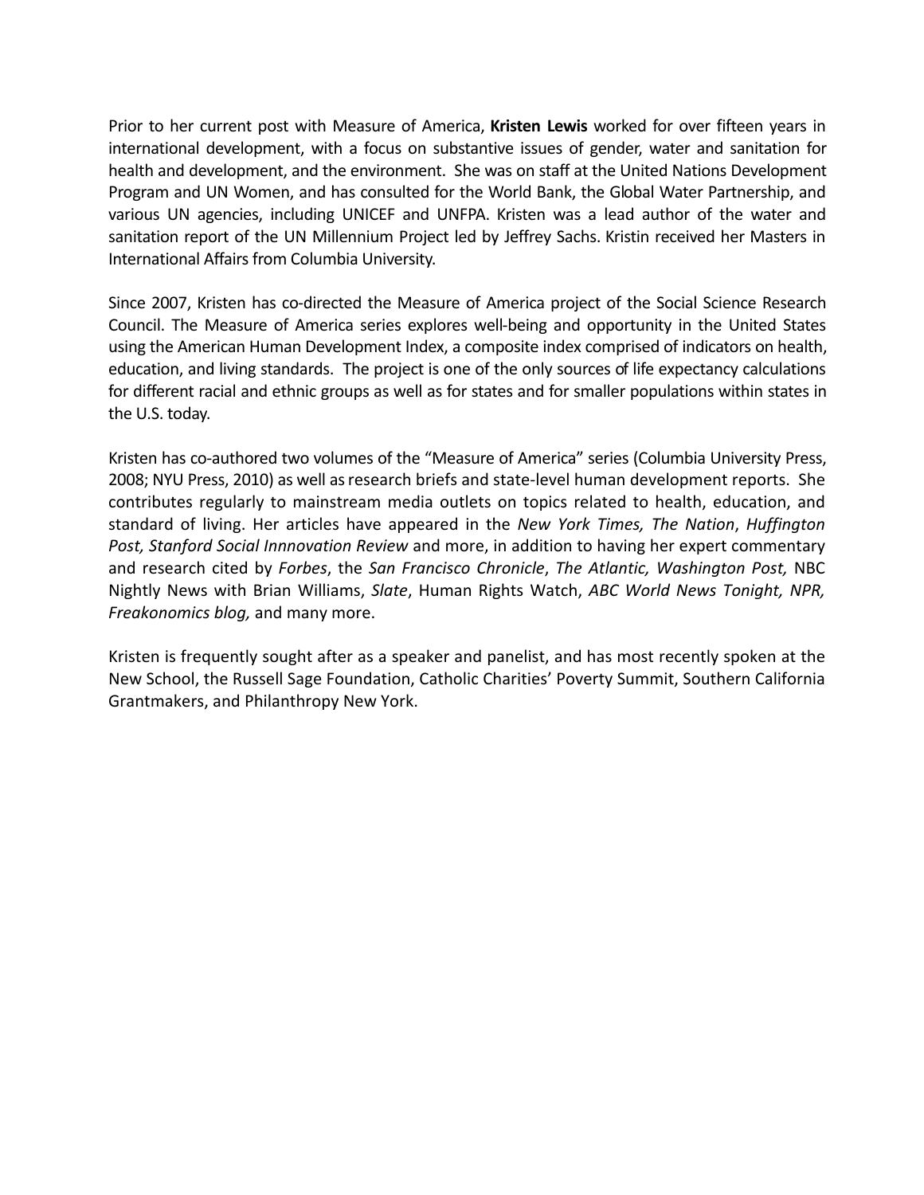Prior to her current post with Measure of America, **Kristen Lewis** worked for over fifteen years in international development, with a focus on substantive issues of gender, water and sanitation for health and development, and the environment. She was on staff at the United Nations Development Program and UN Women, and has consulted for the World Bank, the Global Water Partnership, and various UN agencies, including UNICEF and UNFPA. Kristen was a lead author of the water and sanitation report of the UN Millennium Project led by Jeffrey Sachs. Kristin received her Masters in International Affairs from Columbia University.

Since 2007, Kristen has co-directed the Measure of America project of the Social Science Research Council. The Measure of America series explores well-being and opportunity in the United States using the American Human Development Index, a composite index comprised of indicators on health, education, and living standards. The project is one of the only sources of life expectancy calculations for different racial and ethnic groups as well as for states and for smaller populations within states in the U.S. today.

Kristen has co-authored two volumes of the "Measure of America" series (Columbia University Press, 2008; NYU Press, 2010) as well as research briefs and state-level human development reports. She contributes regularly to mainstream media outlets on topics related to health, education, and standard of living. Her articles have appeared in the *New York Times, The Nation*, *Huffington Post, Stanford Social Innnovation Review* and more, in addition to having her expert commentary and research cited by *Forbes*, the *San Francisco Chronicle*, *The Atlantic, Washington Post,* NBC Nightly News with Brian Williams, *Slate*, Human Rights Watch, *ABC World News Tonight, NPR, Freakonomics blog,* and many more.

Kristen is frequently sought after as a speaker and panelist, and has most recently spoken at the New School, the Russell Sage Foundation, Catholic Charities' Poverty Summit, Southern California Grantmakers, and Philanthropy New York.